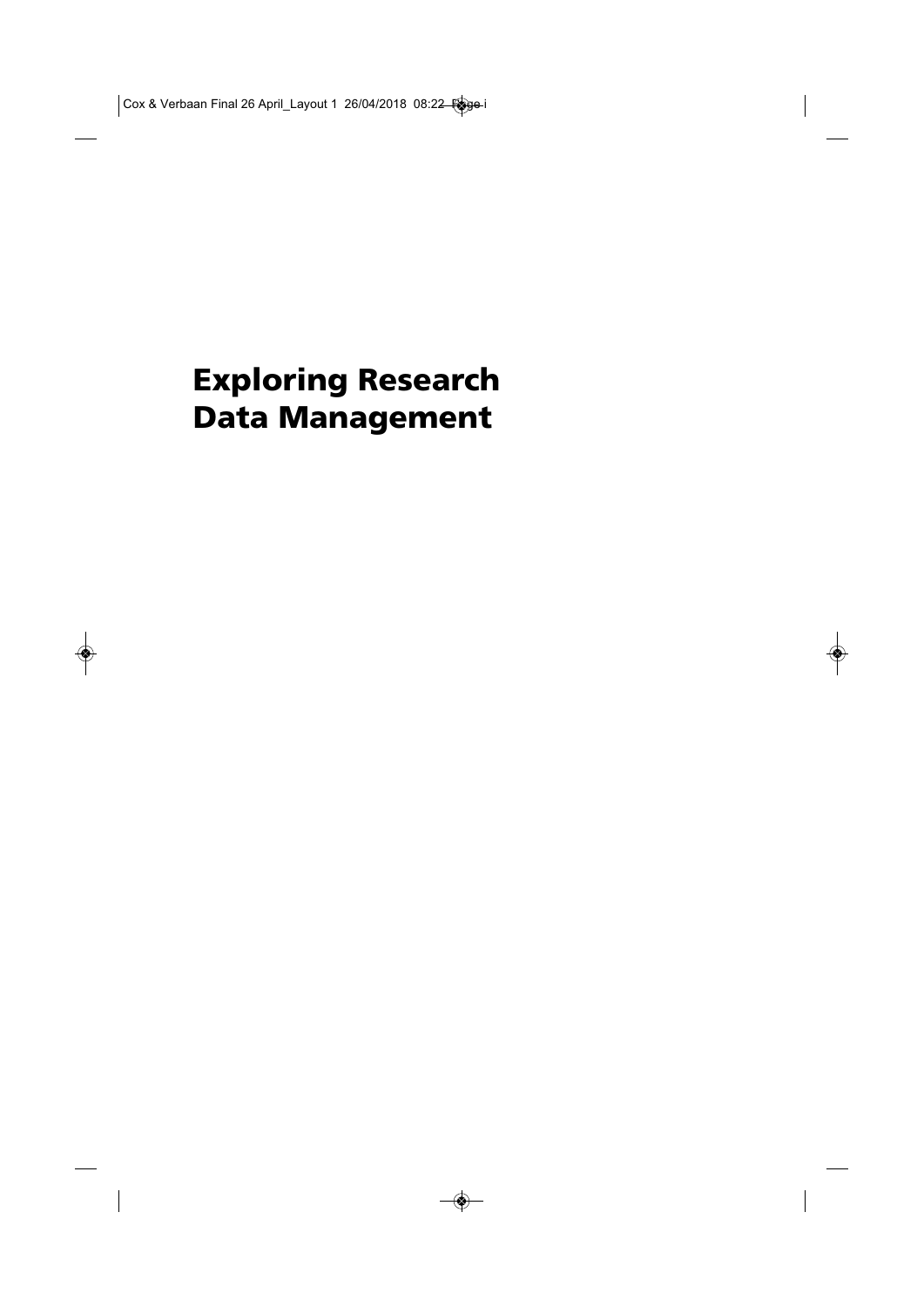# Exploring Research Data Management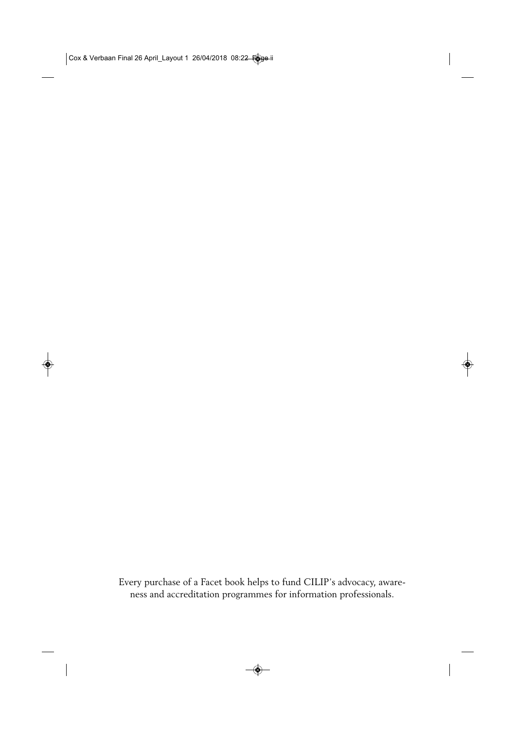Every purchase of a Facet book helps to fund CILIP's advocacy, awareness and accreditation programmes for information professionals.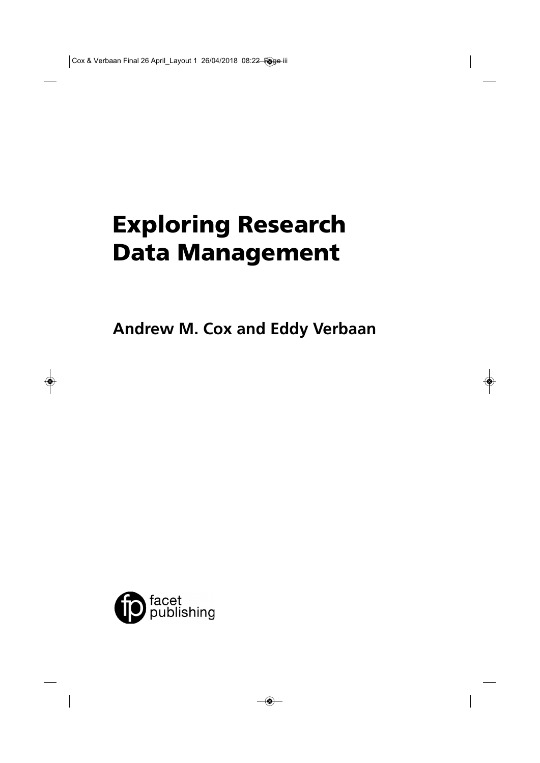# Exploring Research Data Management

**Andrew M. Cox and Eddy Verbaan**

facet publishing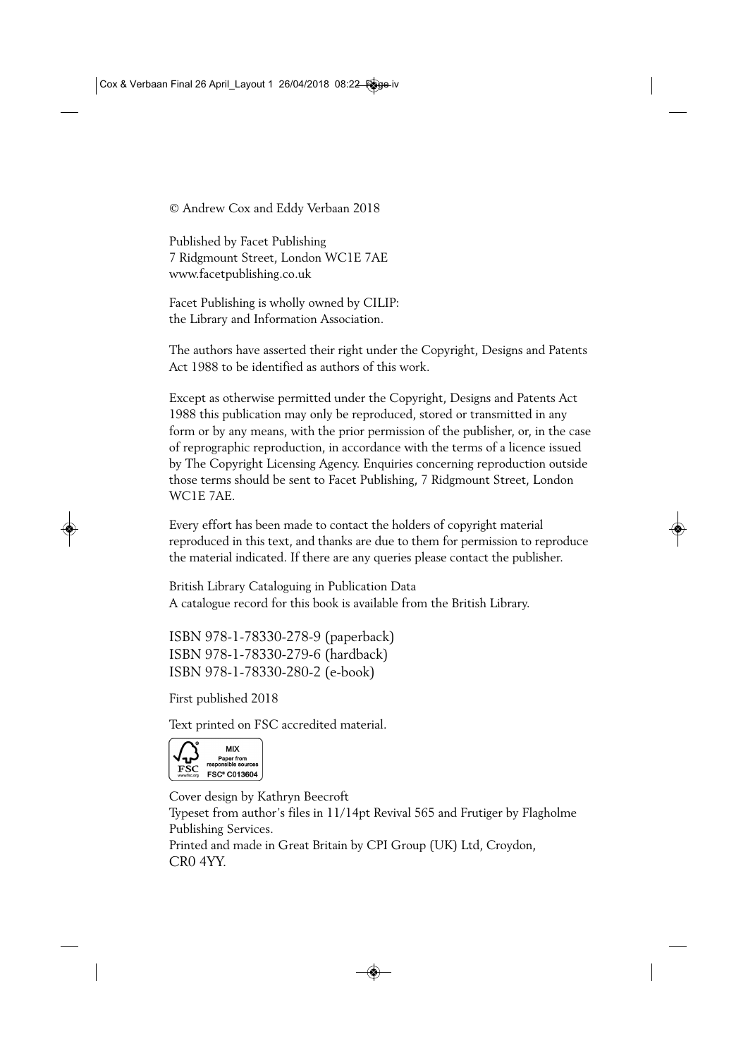© Andrew Cox and Eddy Verbaan 2018

Published by Facet Publishing
7 Ridgmount Street, London WC1E 7AE
www.facetpublishing.co.uk

Facet Publishing is wholly owned by CILIP:
the Library and Information Association.

The authors have asserted their right under the Copyright, Designs and Patents Act 1988 to be identified as authors of this work.

Except as otherwise permitted under the Copyright, Designs and Patents Act 1988 this publication may only be reproduced, stored or transmitted in any form or by any means, with the prior permission of the publisher, or, in the case of reprographic reproduction, in accordance with the terms of a licence issued by The Copyright Licensing Agency. Enquiries concerning reproduction outside those terms should be sent to Facet Publishing, 7 Ridgmount Street, London WC1E 7AE.

Every effort has been made to contact the holders of copyright material reproduced in this text, and thanks are due to them for permission to reproduce the material indicated. If there are any queries please contact the publisher.

British Library Cataloguing in Publication Data
A catalogue record for this book is available from the British Library.

ISBN 978-1-78330-278-9 (paperback)
ISBN 978-1-78330-279-6 (hardback)
ISBN 978-1-78330-280-2 (e-book)

First published 2018

Text printed on FSC accredited material.

MIX
Paper from responsible sources
FSC® C013604

Cover design by Kathryn Beecroft
Typeset from author's files in 11/14pt Revival 565 and Frutiger by Flagholme Publishing Services.
Printed and made in Great Britain by CPI Group (UK) Ltd, Croydon, CR0 4YY.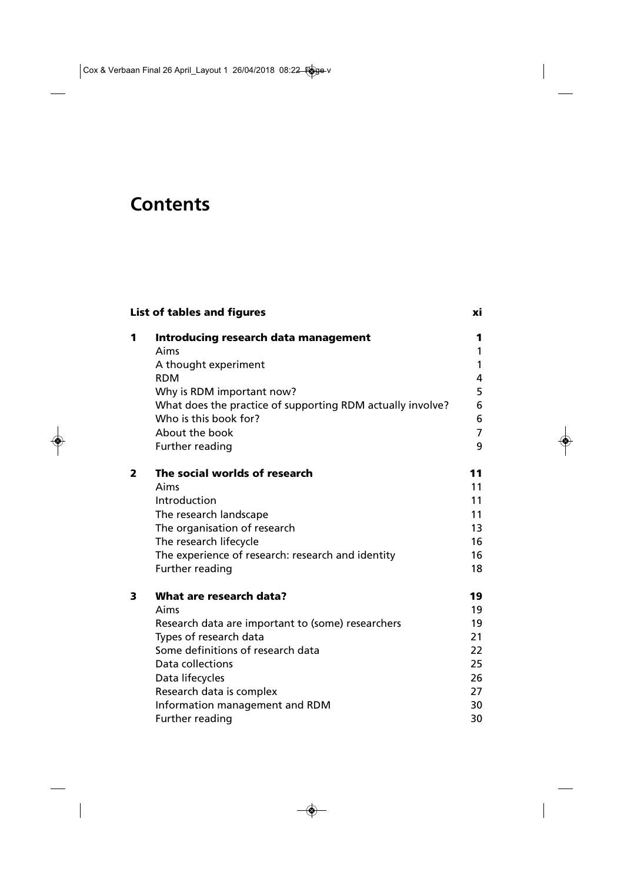# Contents

| | | |
|---|---|---|
| | **List of tables and figures** | **xi** |
| **1** | **Introducing research data management** | **1** |
| | Aims | 1 |
| | A thought experiment | 1 |
| | RDM | 4 |
| | Why is RDM important now? | 5 |
| | What does the practice of supporting RDM actually involve? | 6 |
| | Who is this book for? | 6 |
| | About the book | 7 |
| | Further reading | 9 |
| **2** | **The social worlds of research** | **11** |
| | Aims | 11 |
| | Introduction | 11 |
| | The research landscape | 11 |
| | The organisation of research | 13 |
| | The research lifecycle | 16 |
| | The experience of research: research and identity | 16 |
| | Further reading | 18 |
| **3** | **What are research data?** | **19** |
| | Aims | 19 |
| | Research data are important to (some) researchers | 19 |
| | Types of research data | 21 |
| | Some definitions of research data | 22 |
| | Data collections | 25 |
| | Data lifecycles | 26 |
| | Research data is complex | 27 |
| | Information management and RDM | 30 |
| | Further reading | 30 |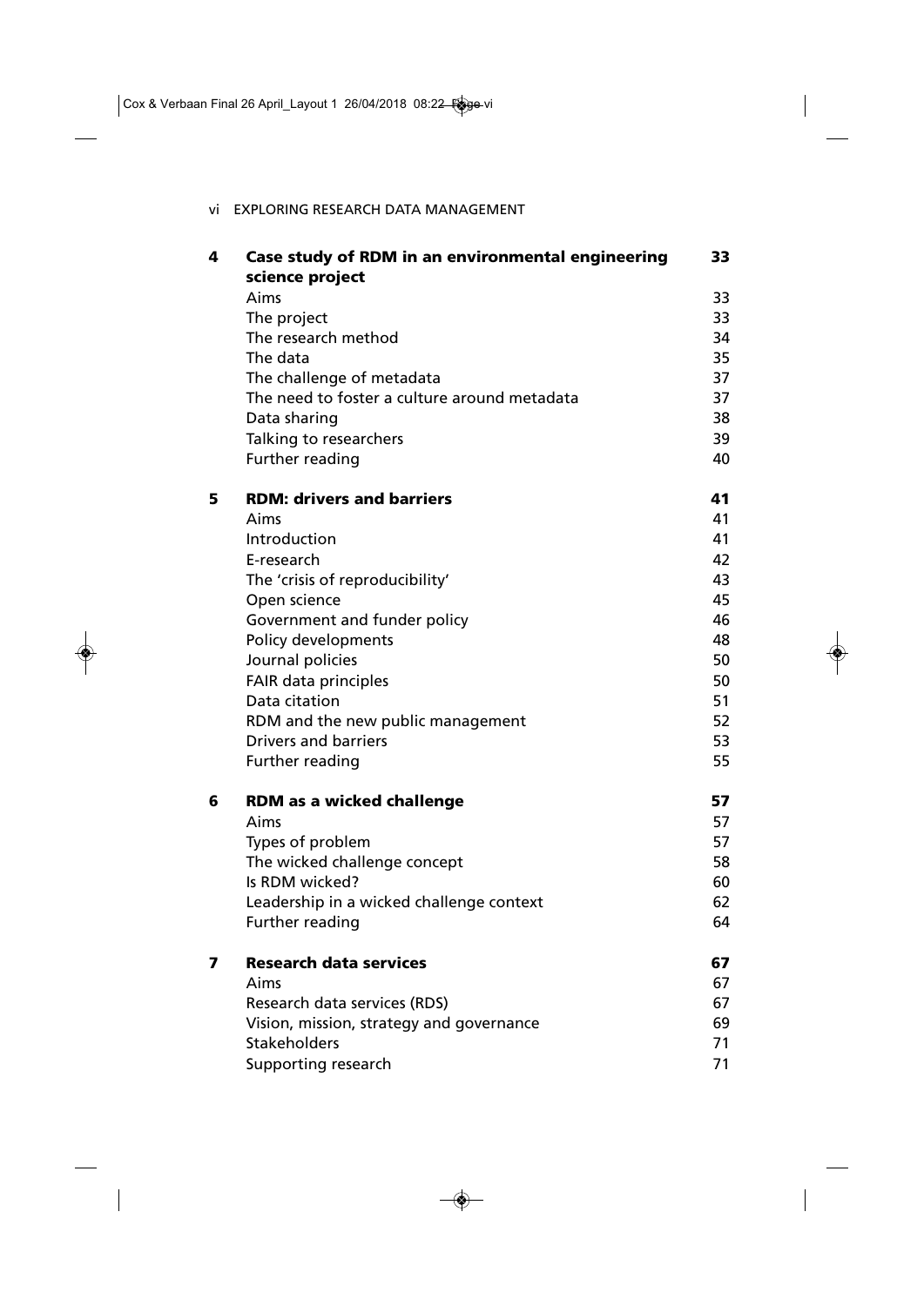| | | |
|---|---|---|
| **4** | **Case study of RDM in an environmental engineering science project** | **33** |
| | Aims | 33 |
| | The project | 33 |
| | The research method | 34 |
| | The data | 35 |
| | The challenge of metadata | 37 |
| | The need to foster a culture around metadata | 37 |
| | Data sharing | 38 |
| | Talking to researchers | 39 |
| | Further reading | 40 |
| **5** | **RDM: drivers and barriers** | **41** |
| | Aims | 41 |
| | Introduction | 41 |
| | E-research | 42 |
| | The 'crisis of reproducibility' | 43 |
| | Open science | 45 |
| | Government and funder policy | 46 |
| | Policy developments | 48 |
| | Journal policies | 50 |
| | FAIR data principles | 50 |
| | Data citation | 51 |
| | RDM and the new public management | 52 |
| | Drivers and barriers | 53 |
| | Further reading | 55 |
| **6** | **RDM as a wicked challenge** | **57** |
| | Aims | 57 |
| | Types of problem | 57 |
| | The wicked challenge concept | 58 |
| | Is RDM wicked? | 60 |
| | Leadership in a wicked challenge context | 62 |
| | Further reading | 64 |
| **7** | **Research data services** | **67** |
| | Aims | 67 |
| | Research data services (RDS) | 67 |
| | Vision, mission, strategy and governance | 69 |
| | Stakeholders | 71 |
| | Supporting research | 71 |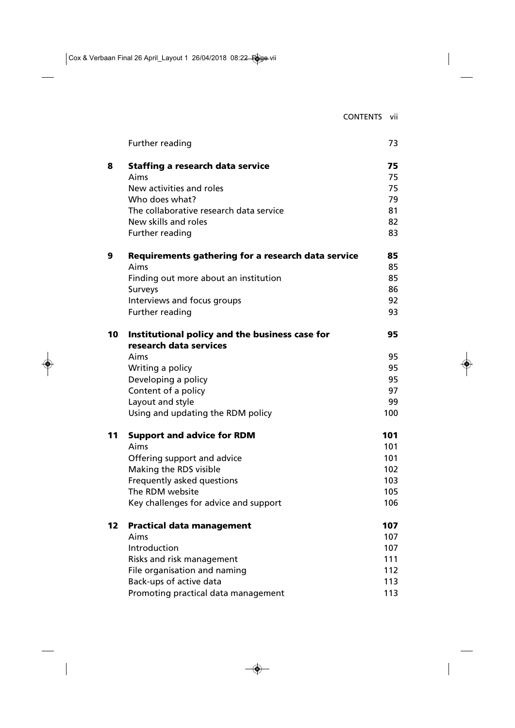| | | |
|---|---|---|
| | Further reading | 73 |
| **8** | **Staffing a research data service** | **75** |
| | Aims | 75 |
| | New activities and roles | 75 |
| | Who does what? | 79 |
| | The collaborative research data service | 81 |
| | New skills and roles | 82 |
| | Further reading | 83 |
| **9** | **Requirements gathering for a research data service** | **85** |
| | Aims | 85 |
| | Finding out more about an institution | 85 |
| | Surveys | 86 |
| | Interviews and focus groups | 92 |
| | Further reading | 93 |
| **10** | **Institutional policy and the business case for research data services** | **95** |
| | Aims | 95 |
| | Writing a policy | 95 |
| | Developing a policy | 95 |
| | Content of a policy | 97 |
| | Layout and style | 99 |
| | Using and updating the RDM policy | 100 |
| **11** | **Support and advice for RDM** | **101** |
| | Aims | 101 |
| | Offering support and advice | 101 |
| | Making the RDS visible | 102 |
| | Frequently asked questions | 103 |
| | The RDM website | 105 |
| | Key challenges for advice and support | 106 |
| **12** | **Practical data management** | **107** |
| | Aims | 107 |
| | Introduction | 107 |
| | Risks and risk management | 111 |
| | File organisation and naming | 112 |
| | Back-ups of active data | 113 |
| | Promoting practical data management | 113 |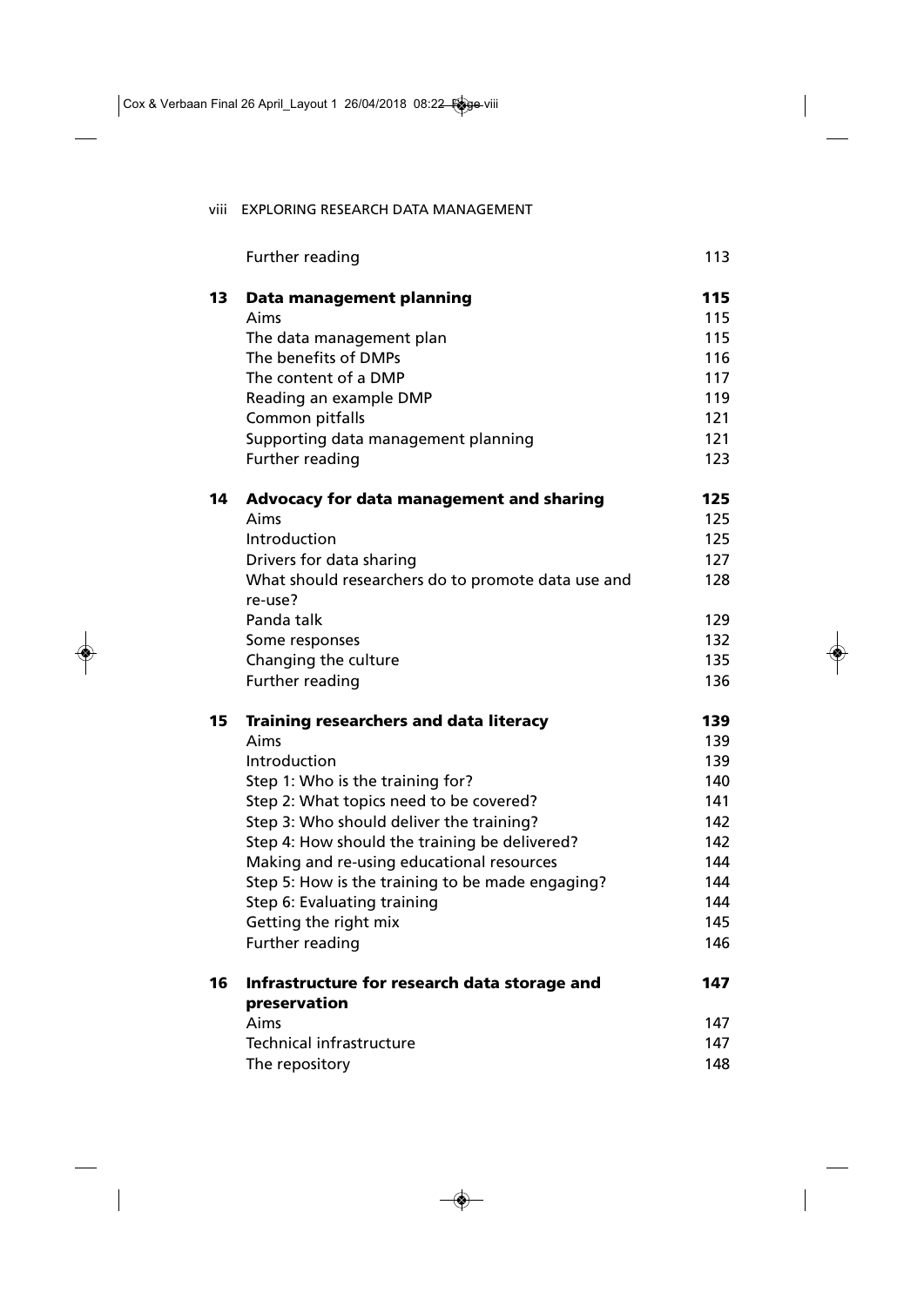| | | |
|---|---|---|
| | Further reading | 113 |
| **13** | **Data management planning** | **115** |
| | Aims | 115 |
| | The data management plan | 115 |
| | The benefits of DMPs | 116 |
| | The content of a DMP | 117 |
| | Reading an example DMP | 119 |
| | Common pitfalls | 121 |
| | Supporting data management planning | 121 |
| | Further reading | 123 |
| **14** | **Advocacy for data management and sharing** | **125** |
| | Aims | 125 |
| | Introduction | 125 |
| | Drivers for data sharing | 127 |
| | What should researchers do to promote data use and re-use? | 128 |
| | Panda talk | 129 |
| | Some responses | 132 |
| | Changing the culture | 135 |
| | Further reading | 136 |
| **15** | **Training researchers and data literacy** | **139** |
| | Aims | 139 |
| | Introduction | 139 |
| | Step 1: Who is the training for? | 140 |
| | Step 2: What topics need to be covered? | 141 |
| | Step 3: Who should deliver the training? | 142 |
| | Step 4: How should the training be delivered? | 142 |
| | Making and re-using educational resources | 144 |
| | Step 5: How is the training to be made engaging? | 144 |
| | Step 6: Evaluating training | 144 |
| | Getting the right mix | 145 |
| | Further reading | 146 |
| **16** | **Infrastructure for research data storage and preservation** | **147** |
| | Aims | 147 |
| | Technical infrastructure | 147 |
| | The repository | 148 |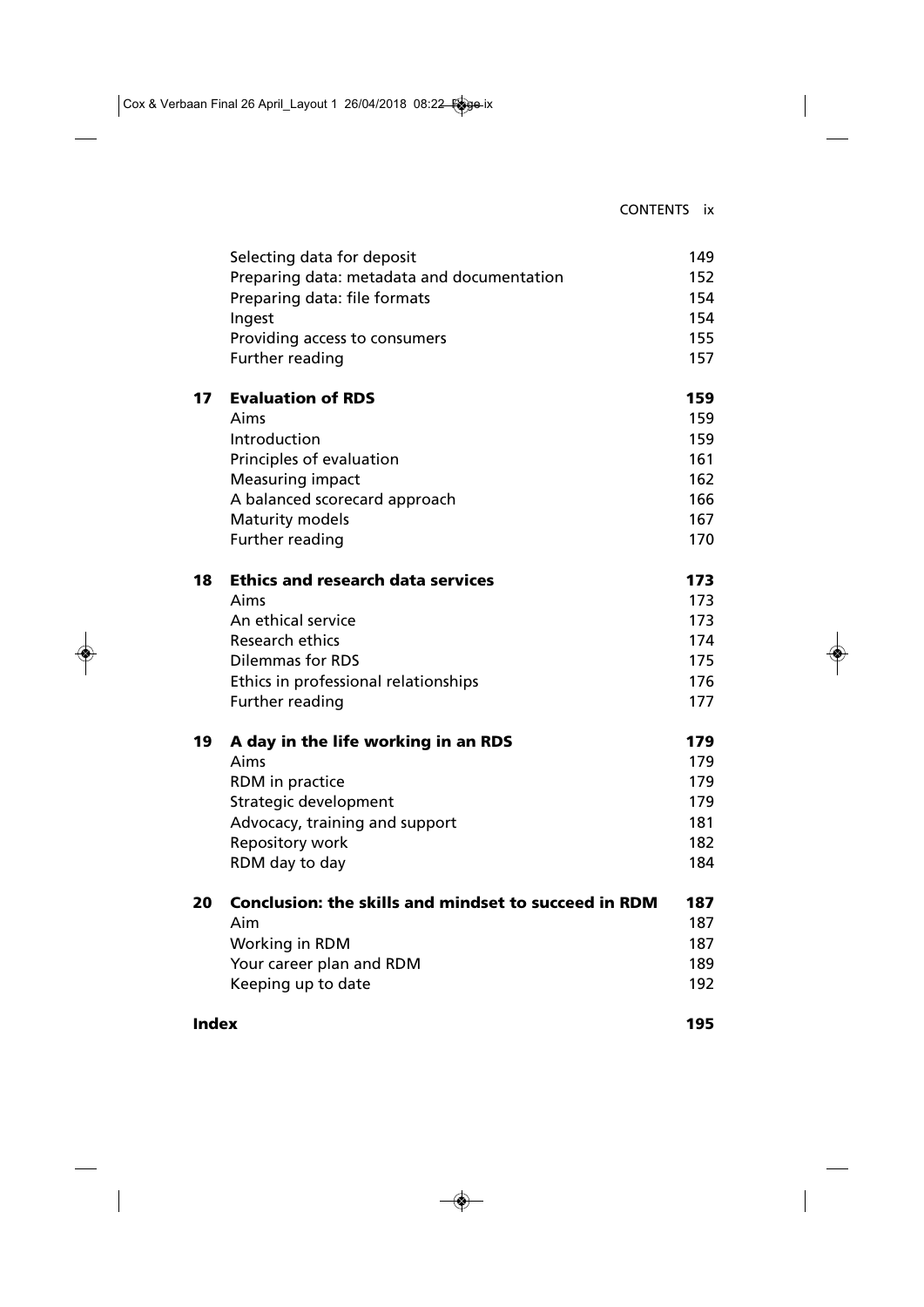| | | |
|---|---|---|
| | Selecting data for deposit | 149 |
| | Preparing data: metadata and documentation | 152 |
| | Preparing data: file formats | 154 |
| | Ingest | 154 |
| | Providing access to consumers | 155 |
| | Further reading | 157 |
| **17** | **Evaluation of RDS** | **159** |
| | Aims | 159 |
| | Introduction | 159 |
| | Principles of evaluation | 161 |
| | Measuring impact | 162 |
| | A balanced scorecard approach | 166 |
| | Maturity models | 167 |
| | Further reading | 170 |
| **18** | **Ethics and research data services** | **173** |
| | Aims | 173 |
| | An ethical service | 173 |
| | Research ethics | 174 |
| | Dilemmas for RDS | 175 |
| | Ethics in professional relationships | 176 |
| | Further reading | 177 |
| **19** | **A day in the life working in an RDS** | **179** |
| | Aims | 179 |
| | RDM in practice | 179 |
| | Strategic development | 179 |
| | Advocacy, training and support | 181 |
| | Repository work | 182 |
| | RDM day to day | 184 |
| **20** | **Conclusion: the skills and mindset to succeed in RDM** | **187** |
| | Aim | 187 |
| | Working in RDM | 187 |
| | Your career plan and RDM | 189 |
| | Keeping up to date | 192 |
| **Index** | | **195** |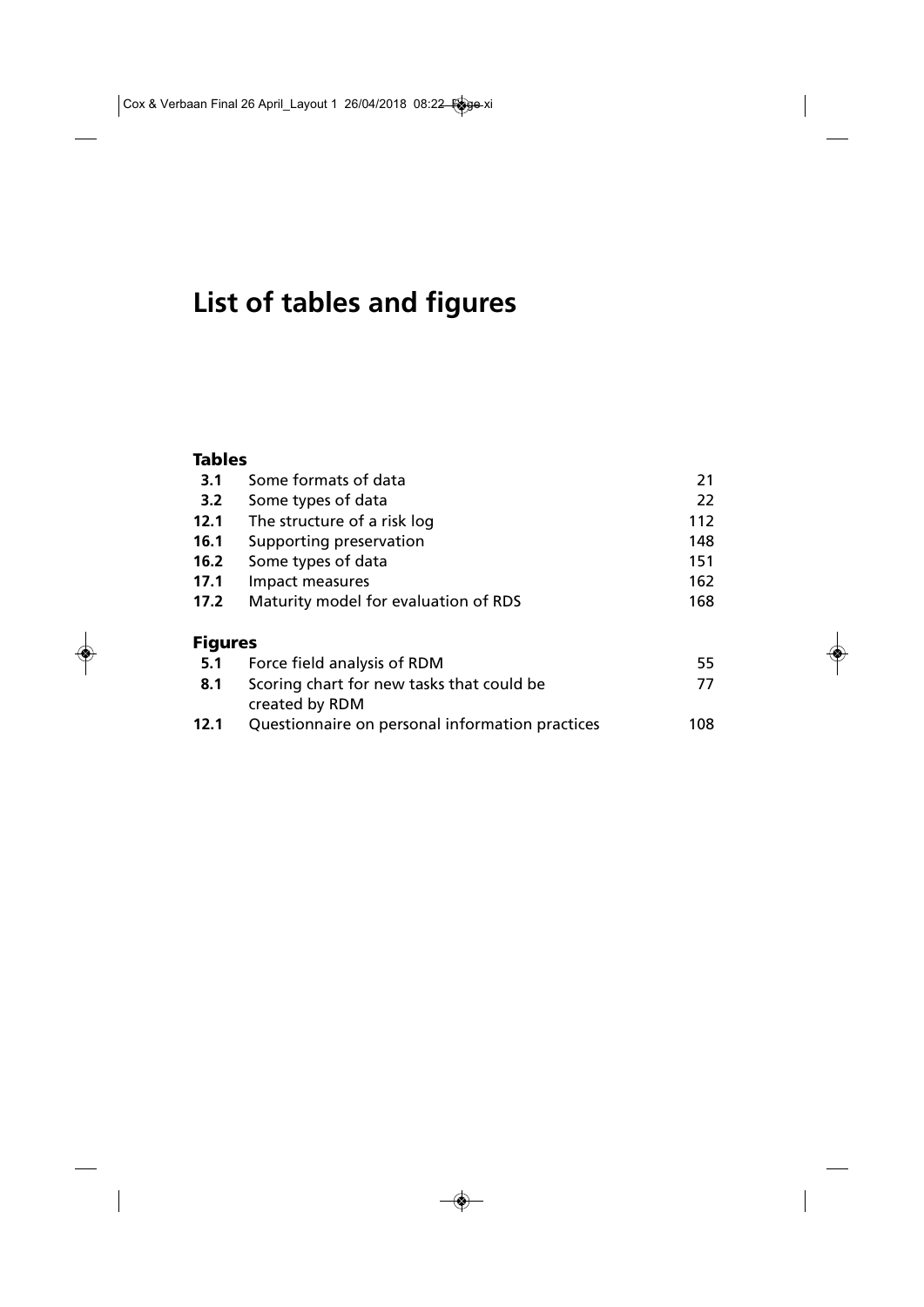# List of tables and figures

## Tables

| | | |
|---|---|---|
| **3.1** | Some formats of data | 21 |
| **3.2** | Some types of data | 22 |
| **12.1** | The structure of a risk log | 112 |
| **16.1** | Supporting preservation | 148 |
| **16.2** | Some types of data | 151 |
| **17.1** | Impact measures | 162 |
| **17.2** | Maturity model for evaluation of RDS | 168 |

## Figures

| | | |
|---|---|---|
| **5.1** | Force field analysis of RDM | 55 |
| **8.1** | Scoring chart for new tasks that could be created by RDM | 77 |
| **12.1** | Questionnaire on personal information practices | 108 |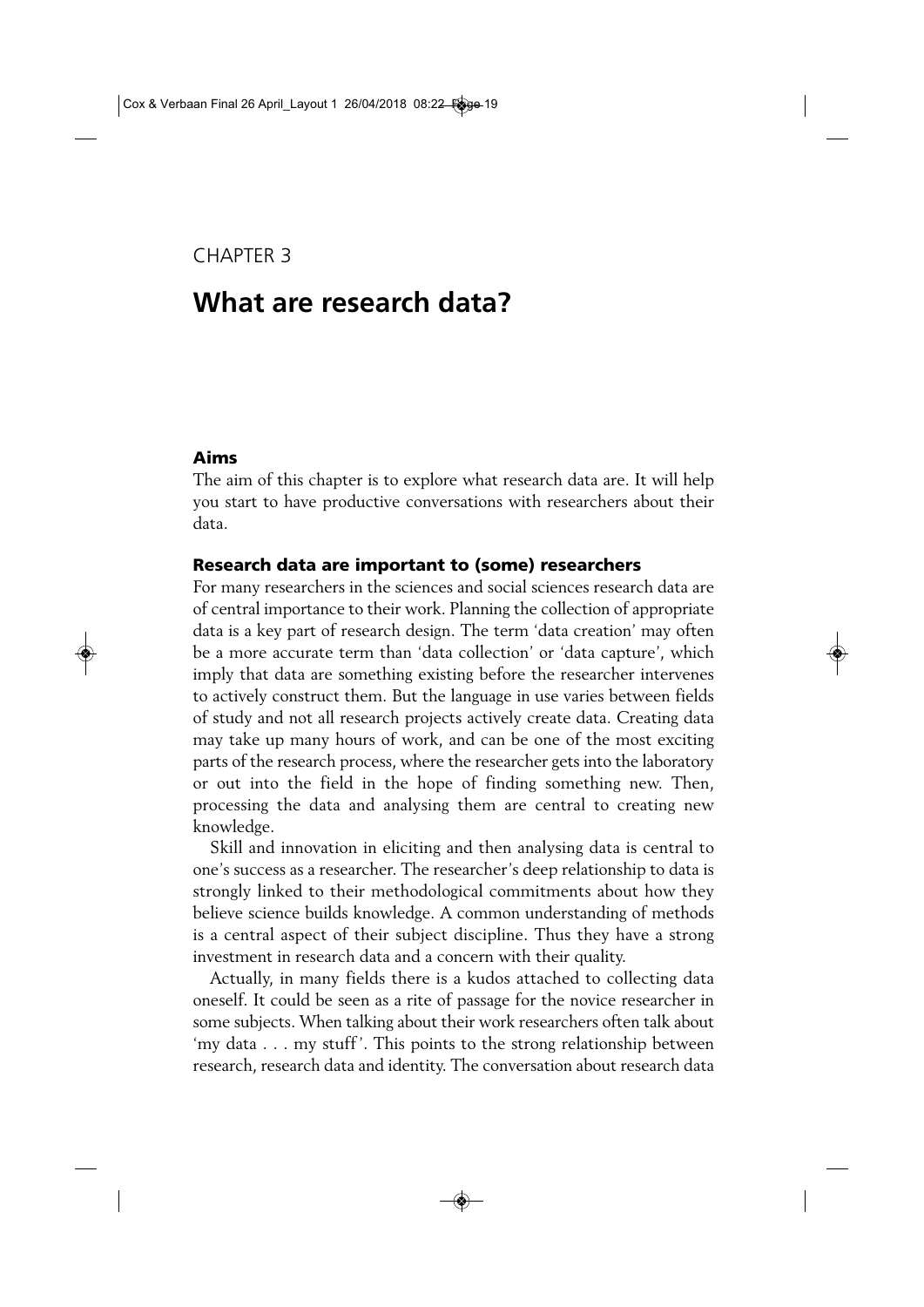CHAPTER 3

# What are research data?

### Aims

The aim of this chapter is to explore what research data are. It will help you start to have productive conversations with researchers about their data.

### Research data are important to (some) researchers

For many researchers in the sciences and social sciences research data are of central importance to their work. Planning the collection of appropriate data is a key part of research design. The term 'data creation' may often be a more accurate term than 'data collection' or 'data capture', which imply that data are something existing before the researcher intervenes to actively construct them. But the language in use varies between fields of study and not all research projects actively create data. Creating data may take up many hours of work, and can be one of the most exciting parts of the research process, where the researcher gets into the laboratory or out into the field in the hope of finding something new. Then, processing the data and analysing them are central to creating new knowledge.

Skill and innovation in eliciting and then analysing data is central to one's success as a researcher. The researcher's deep relationship to data is strongly linked to their methodological commitments about how they believe science builds knowledge. A common understanding of methods is a central aspect of their subject discipline. Thus they have a strong investment in research data and a concern with their quality.

Actually, in many fields there is a kudos attached to collecting data oneself. It could be seen as a rite of passage for the novice researcher in some subjects. When talking about their work researchers often talk about 'my data . . . my stuff'. This points to the strong relationship between research, research data and identity. The conversation about research data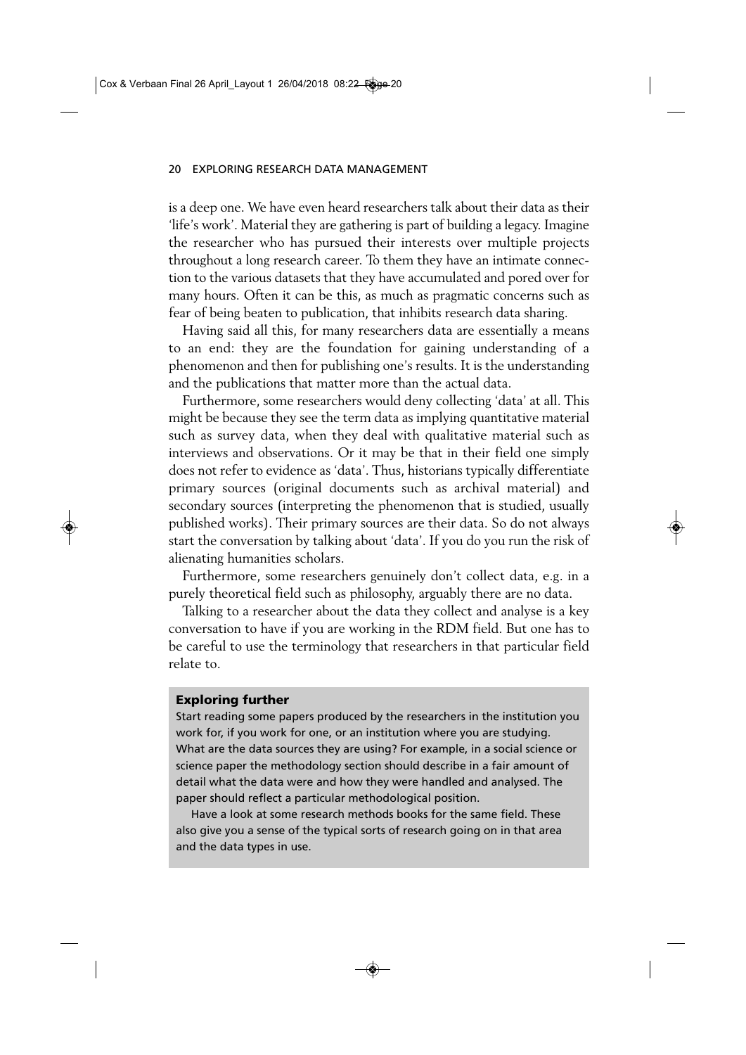is a deep one. We have even heard researchers talk about their data as their 'life's work'. Material they are gathering is part of building a legacy. Imagine the researcher who has pursued their interests over multiple projects throughout a long research career. To them they have an intimate connection to the various datasets that they have accumulated and pored over for many hours. Often it can be this, as much as pragmatic concerns such as fear of being beaten to publication, that inhibits research data sharing.

Having said all this, for many researchers data are essentially a means to an end: they are the foundation for gaining understanding of a phenomenon and then for publishing one's results. It is the understanding and the publications that matter more than the actual data.

Furthermore, some researchers would deny collecting 'data' at all. This might be because they see the term data as implying quantitative material such as survey data, when they deal with qualitative material such as interviews and observations. Or it may be that in their field one simply does not refer to evidence as 'data'. Thus, historians typically differentiate primary sources (original documents such as archival material) and secondary sources (interpreting the phenomenon that is studied, usually published works). Their primary sources are their data. So do not always start the conversation by talking about 'data'. If you do you run the risk of alienating humanities scholars.

Furthermore, some researchers genuinely don't collect data, e.g. in a purely theoretical field such as philosophy, arguably there are no data.

Talking to a researcher about the data they collect and analyse is a key conversation to have if you are working in the RDM field. But one has to be careful to use the terminology that researchers in that particular field relate to.

**Exploring further**

Start reading some papers produced by the researchers in the institution you work for, if you work for one, or an institution where you are studying. What are the data sources they are using? For example, in a social science or science paper the methodology section should describe in a fair amount of detail what the data were and how they were handled and analysed. The paper should reflect a particular methodological position.

Have a look at some research methods books for the same field. These also give you a sense of the typical sorts of research going on in that area and the data types in use.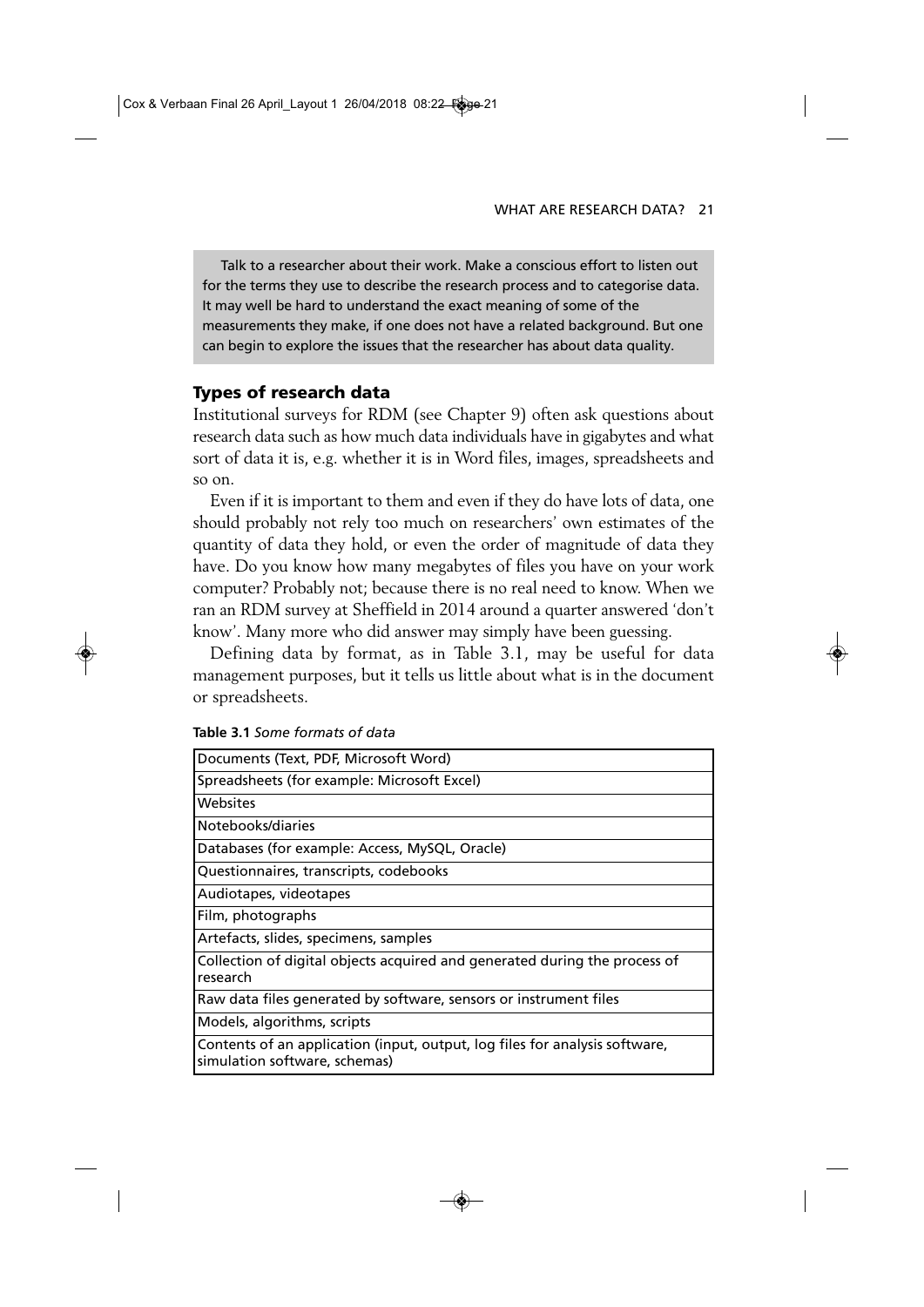Talk to a researcher about their work. Make a conscious effort to listen out for the terms they use to describe the research process and to categorise data. It may well be hard to understand the exact meaning of some of the measurements they make, if one does not have a related background. But one can begin to explore the issues that the researcher has about data quality.

## Types of research data

Institutional surveys for RDM (see Chapter 9) often ask questions about research data such as how much data individuals have in gigabytes and what sort of data it is, e.g. whether it is in Word files, images, spreadsheets and so on.

Even if it is important to them and even if they do have lots of data, one should probably not rely too much on researchers' own estimates of the quantity of data they hold, or even the order of magnitude of data they have. Do you know how many megabytes of files you have on your work computer? Probably not; because there is no real need to know. When we ran an RDM survey at Sheffield in 2014 around a quarter answered 'don't know'. Many more who did answer may simply have been guessing.

Defining data by format, as in Table 3.1, may be useful for data management purposes, but it tells us little about what is in the document or spreadsheets.

**Table 3.1** *Some formats of data*

| |
|---|
| Documents (Text, PDF, Microsoft Word) |
| Spreadsheets (for example: Microsoft Excel) |
| Websites |
| Notebooks/diaries |
| Databases (for example: Access, MySQL, Oracle) |
| Questionnaires, transcripts, codebooks |
| Audiotapes, videotapes |
| Film, photographs |
| Artefacts, slides, specimens, samples |
| Collection of digital objects acquired and generated during the process of research |
| Raw data files generated by software, sensors or instrument files |
| Models, algorithms, scripts |
| Contents of an application (input, output, log files for analysis software, simulation software, schemas) |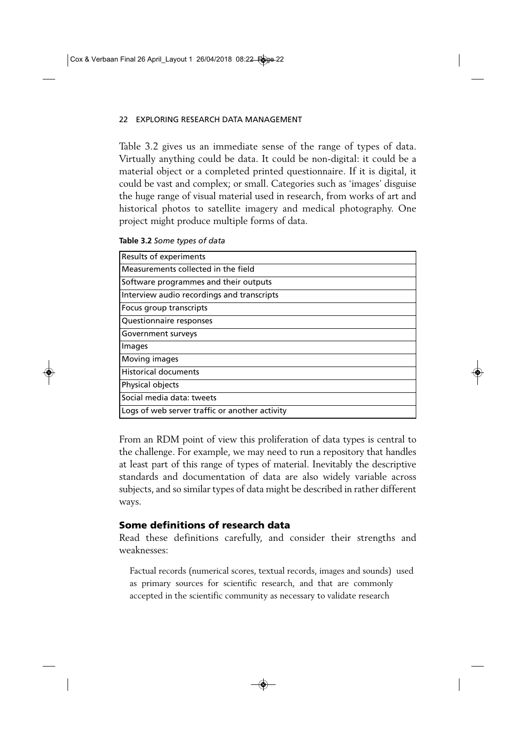Table 3.2 gives us an immediate sense of the range of types of data. Virtually anything could be data. It could be non-digital: it could be a material object or a completed printed questionnaire. If it is digital, it could be vast and complex; or small. Categories such as 'images' disguise the huge range of visual material used in research, from works of art and historical photos to satellite imagery and medical photography. One project might produce multiple forms of data.

**Table 3.2** *Some types of data*

| Some types of data |
|---|
| Results of experiments |
| Measurements collected in the field |
| Software programmes and their outputs |
| Interview audio recordings and transcripts |
| Focus group transcripts |
| Questionnaire responses |
| Government surveys |
| Images |
| Moving images |
| Historical documents |
| Physical objects |
| Social media data: tweets |
| Logs of web server traffic or another activity |

From an RDM point of view this proliferation of data types is central to the challenge. For example, we may need to run a repository that handles at least part of this range of types of material. Inevitably the descriptive standards and documentation of data are also widely variable across subjects, and so similar types of data might be described in rather different ways.

## Some definitions of research data

Read these definitions carefully, and consider their strengths and weaknesses:

> Factual records (numerical scores, textual records, images and sounds) used as primary sources for scientific research, and that are commonly accepted in the scientific community as necessary to validate research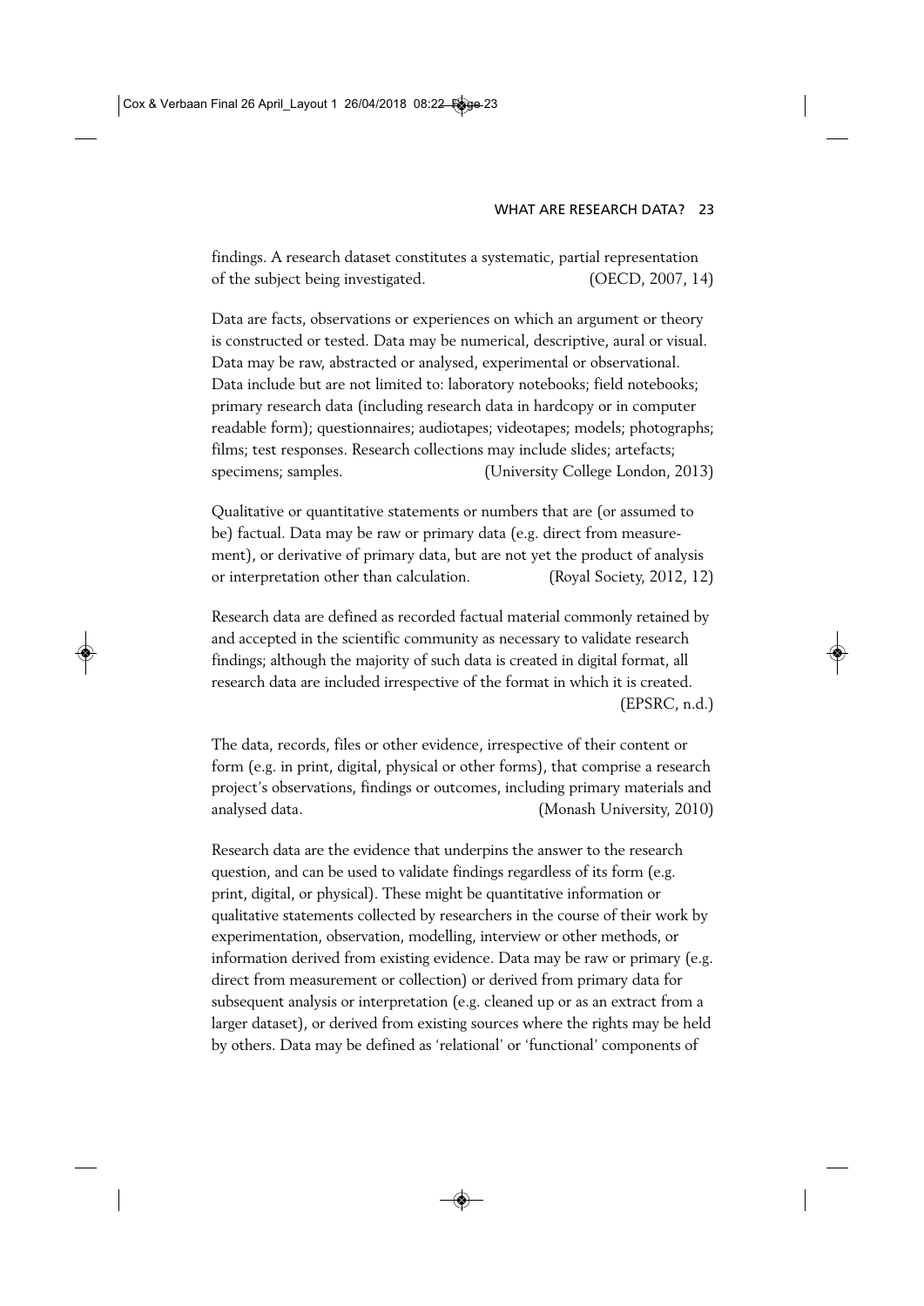findings. A research dataset constitutes a systematic, partial representation of the subject being investigated. (OECD, 2007, 14)

Data are facts, observations or experiences on which an argument or theory is constructed or tested. Data may be numerical, descriptive, aural or visual. Data may be raw, abstracted or analysed, experimental or observational. Data include but are not limited to: laboratory notebooks; field notebooks; primary research data (including research data in hardcopy or in computer readable form); questionnaires; audiotapes; videotapes; models; photographs; films; test responses. Research collections may include slides; artefacts; specimens; samples. (University College London, 2013)

Qualitative or quantitative statements or numbers that are (or assumed to be) factual. Data may be raw or primary data (e.g. direct from measurement), or derivative of primary data, but are not yet the product of analysis or interpretation other than calculation. (Royal Society, 2012, 12)

Research data are defined as recorded factual material commonly retained by and accepted in the scientific community as necessary to validate research findings; although the majority of such data is created in digital format, all research data are included irrespective of the format in which it is created. (EPSRC, n.d.)

The data, records, files or other evidence, irrespective of their content or form (e.g. in print, digital, physical or other forms), that comprise a research project's observations, findings or outcomes, including primary materials and analysed data. (Monash University, 2010)

Research data are the evidence that underpins the answer to the research question, and can be used to validate findings regardless of its form (e.g. print, digital, or physical). These might be quantitative information or qualitative statements collected by researchers in the course of their work by experimentation, observation, modelling, interview or other methods, or information derived from existing evidence. Data may be raw or primary (e.g. direct from measurement or collection) or derived from primary data for subsequent analysis or interpretation (e.g. cleaned up or as an extract from a larger dataset), or derived from existing sources where the rights may be held by others. Data may be defined as 'relational' or 'functional' components of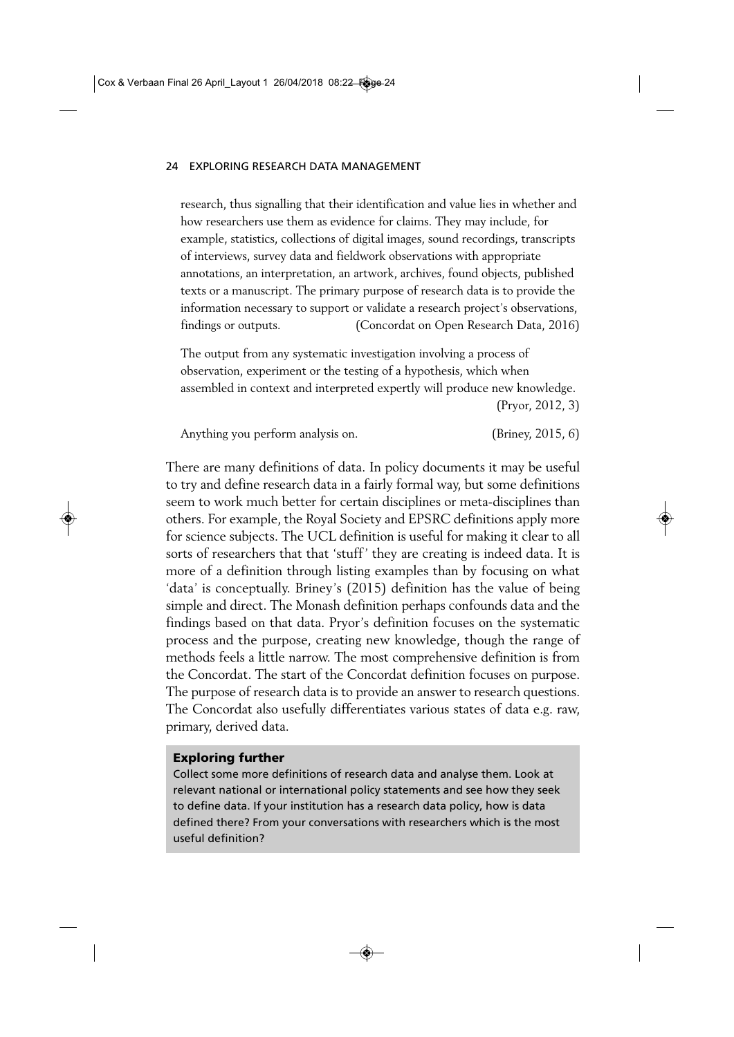research, thus signalling that their identification and value lies in whether and how researchers use them as evidence for claims. They may include, for example, statistics, collections of digital images, sound recordings, transcripts of interviews, survey data and fieldwork observations with appropriate annotations, an interpretation, an artwork, archives, found objects, published texts or a manuscript. The primary purpose of research data is to provide the information necessary to support or validate a research project's observations, findings or outputs. (Concordat on Open Research Data, 2016)

> The output from any systematic investigation involving a process of observation, experiment or the testing of a hypothesis, which when assembled in context and interpreted expertly will produce new knowledge. (Pryor, 2012, 3)

> Anything you perform analysis on. (Briney, 2015, 6)

There are many definitions of data. In policy documents it may be useful to try and define research data in a fairly formal way, but some definitions seem to work much better for certain disciplines or meta-disciplines than others. For example, the Royal Society and EPSRC definitions apply more for science subjects. The UCL definition is useful for making it clear to all sorts of researchers that that 'stuff' they are creating is indeed data. It is more of a definition through listing examples than by focusing on what 'data' is conceptually. Briney's (2015) definition has the value of being simple and direct. The Monash definition perhaps confounds data and the findings based on that data. Pryor's definition focuses on the systematic process and the purpose, creating new knowledge, though the range of methods feels a little narrow. The most comprehensive definition is from the Concordat. The start of the Concordat definition focuses on purpose. The purpose of research data is to provide an answer to research questions. The Concordat also usefully differentiates various states of data e.g. raw, primary, derived data.

**Exploring further**

Collect some more definitions of research data and analyse them. Look at relevant national or international policy statements and see how they seek to define data. If your institution has a research data policy, how is data defined there? From your conversations with researchers which is the most useful definition?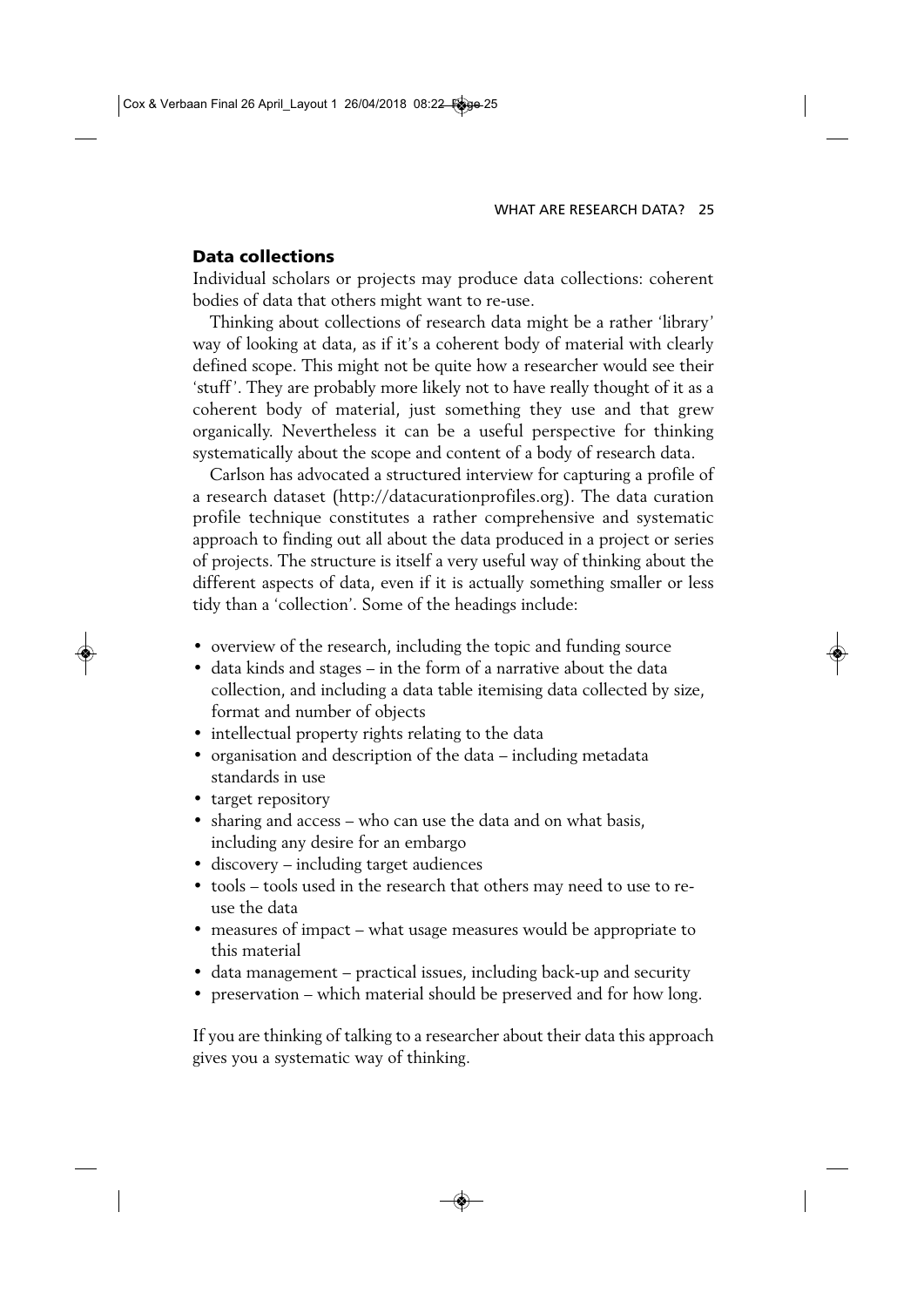## Data collections

Individual scholars or projects may produce data collections: coherent bodies of data that others might want to re-use.

Thinking about collections of research data might be a rather 'library' way of looking at data, as if it's a coherent body of material with clearly defined scope. This might not be quite how a researcher would see their 'stuff'. They are probably more likely not to have really thought of it as a coherent body of material, just something they use and that grew organically. Nevertheless it can be a useful perspective for thinking systematically about the scope and content of a body of research data.

Carlson has advocated a structured interview for capturing a profile of a research dataset (http://datacurationprofiles.org). The data curation profile technique constitutes a rather comprehensive and systematic approach to finding out all about the data produced in a project or series of projects. The structure is itself a very useful way of thinking about the different aspects of data, even if it is actually something smaller or less tidy than a 'collection'. Some of the headings include:

- overview of the research, including the topic and funding source
- data kinds and stages – in the form of a narrative about the data collection, and including a data table itemising data collected by size, format and number of objects
- intellectual property rights relating to the data
- organisation and description of the data – including metadata standards in use
- target repository
- sharing and access – who can use the data and on what basis, including any desire for an embargo
- discovery – including target audiences
- tools – tools used in the research that others may need to use to re-use the data
- measures of impact – what usage measures would be appropriate to this material
- data management – practical issues, including back-up and security
- preservation – which material should be preserved and for how long.

If you are thinking of talking to a researcher about their data this approach gives you a systematic way of thinking.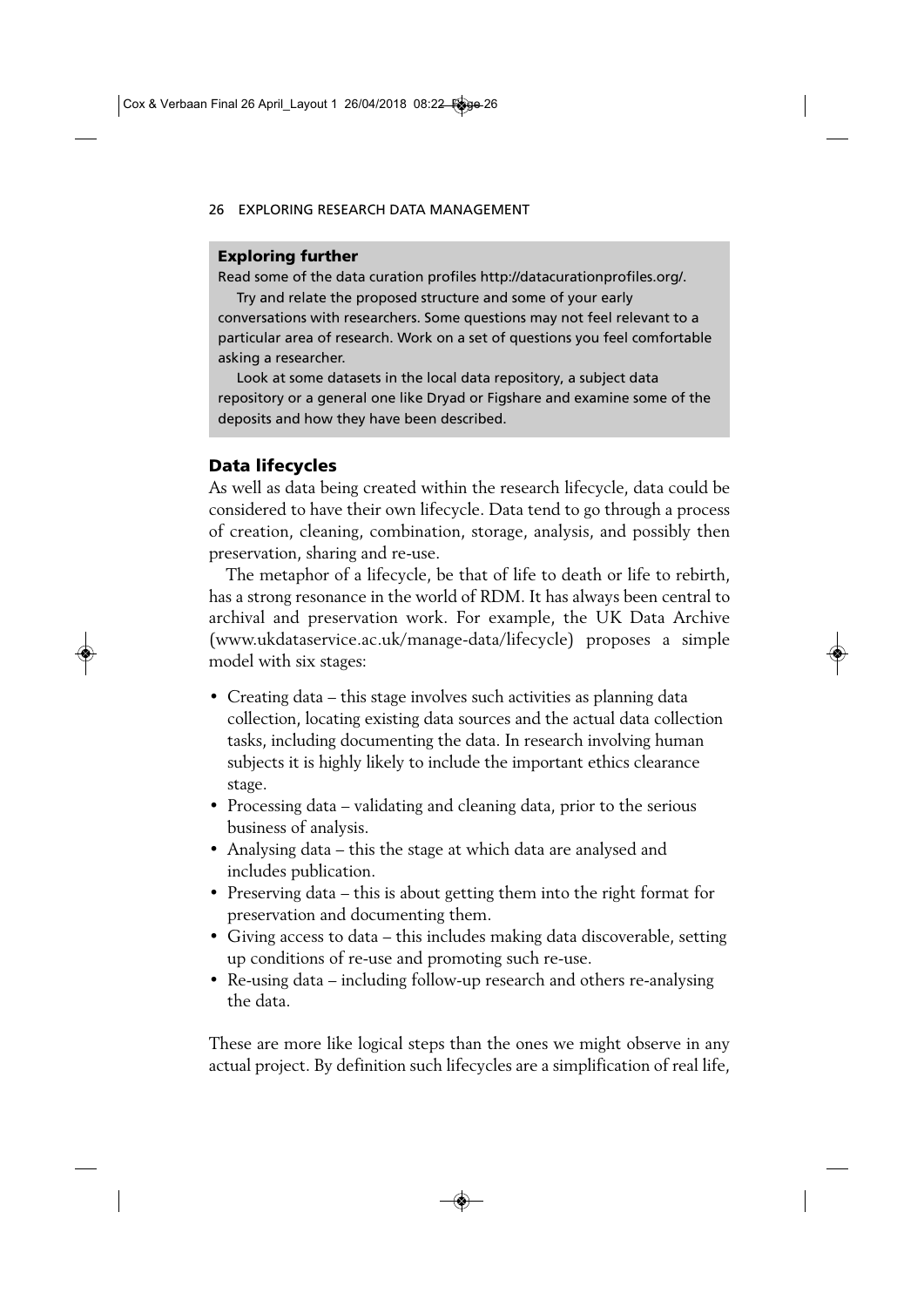### Exploring further

Read some of the data curation profiles http://datacurationprofiles.org/.

Try and relate the proposed structure and some of your early conversations with researchers. Some questions may not feel relevant to a particular area of research. Work on a set of questions you feel comfortable asking a researcher.

Look at some datasets in the local data repository, a subject data repository or a general one like Dryad or Figshare and examine some of the deposits and how they have been described.

## Data lifecycles

As well as data being created within the research lifecycle, data could be considered to have their own lifecycle. Data tend to go through a process of creation, cleaning, combination, storage, analysis, and possibly then preservation, sharing and re-use.

The metaphor of a lifecycle, be that of life to death or life to rebirth, has a strong resonance in the world of RDM. It has always been central to archival and preservation work. For example, the UK Data Archive (www.ukdataservice.ac.uk/manage-data/lifecycle) proposes a simple model with six stages:

- Creating data – this stage involves such activities as planning data collection, locating existing data sources and the actual data collection tasks, including documenting the data. In research involving human subjects it is highly likely to include the important ethics clearance stage.
- Processing data – validating and cleaning data, prior to the serious business of analysis.
- Analysing data – this the stage at which data are analysed and includes publication.
- Preserving data – this is about getting them into the right format for preservation and documenting them.
- Giving access to data – this includes making data discoverable, setting up conditions of re-use and promoting such re-use.
- Re-using data – including follow-up research and others re-analysing the data.

These are more like logical steps than the ones we might observe in any actual project. By definition such lifecycles are a simplification of real life,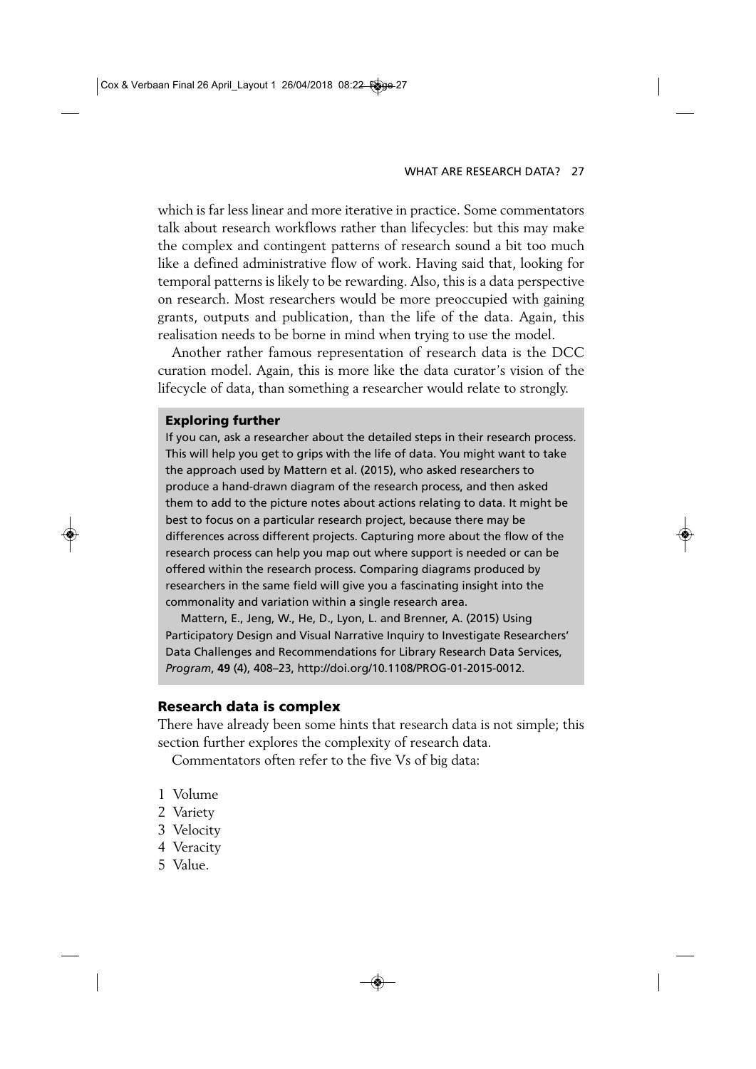which is far less linear and more iterative in practice. Some commentators talk about research workflows rather than lifecycles: but this may make the complex and contingent patterns of research sound a bit too much like a defined administrative flow of work. Having said that, looking for temporal patterns is likely to be rewarding. Also, this is a data perspective on research. Most researchers would be more preoccupied with gaining grants, outputs and publication, than the life of the data. Again, this realisation needs to be borne in mind when trying to use the model.

Another rather famous representation of research data is the DCC curation model. Again, this is more like the data curator's vision of the lifecycle of data, than something a researcher would relate to strongly.

### Exploring further

If you can, ask a researcher about the detailed steps in their research process. This will help you get to grips with the life of data. You might want to take the approach used by Mattern et al. (2015), who asked researchers to produce a hand-drawn diagram of the research process, and then asked them to add to the picture notes about actions relating to data. It might be best to focus on a particular research project, because there may be differences across different projects. Capturing more about the flow of the research process can help you map out where support is needed or can be offered within the research process. Comparing diagrams produced by researchers in the same field will give you a fascinating insight into the commonality and variation within a single research area.

Mattern, E., Jeng, W., He, D., Lyon, L. and Brenner, A. (2015) Using Participatory Design and Visual Narrative Inquiry to Investigate Researchers' Data Challenges and Recommendations for Library Research Data Services, *Program*, **49** (4), 408–23, http://doi.org/10.1108/PROG-01-2015-0012.

## Research data is complex

There have already been some hints that research data is not simple; this section further explores the complexity of research data.

Commentators often refer to the five Vs of big data:

1. Volume
2. Variety
3. Velocity
4. Veracity
5. Value.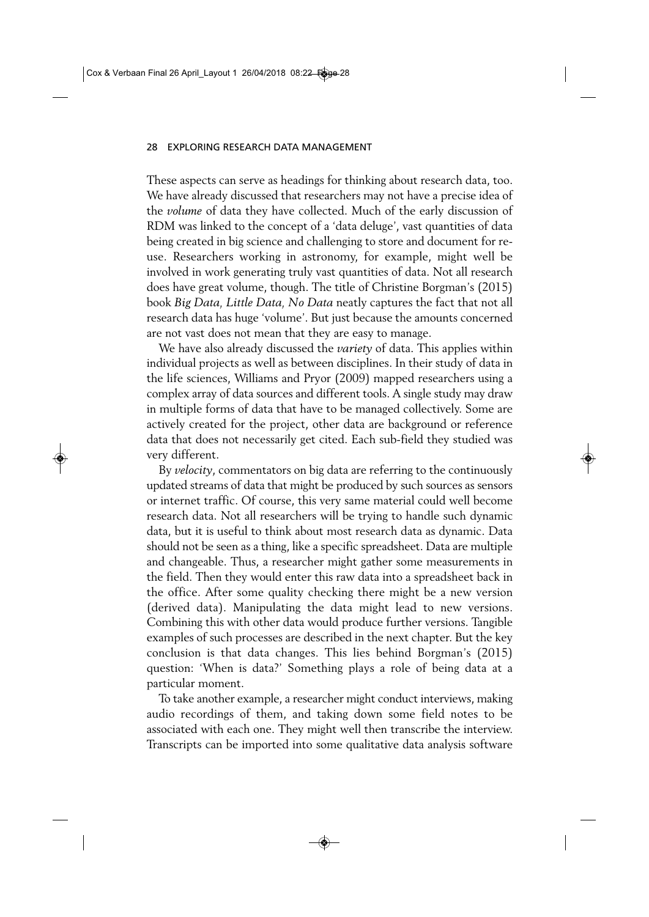These aspects can serve as headings for thinking about research data, too. We have already discussed that researchers may not have a precise idea of the *volume* of data they have collected. Much of the early discussion of RDM was linked to the concept of a 'data deluge', vast quantities of data being created in big science and challenging to store and document for re-use. Researchers working in astronomy, for example, might well be involved in work generating truly vast quantities of data. Not all research does have great volume, though. The title of Christine Borgman's (2015) book *Big Data, Little Data, No Data* neatly captures the fact that not all research data has huge 'volume'. But just because the amounts concerned are not vast does not mean that they are easy to manage.

We have also already discussed the *variety* of data. This applies within individual projects as well as between disciplines. In their study of data in the life sciences, Williams and Pryor (2009) mapped researchers using a complex array of data sources and different tools. A single study may draw in multiple forms of data that have to be managed collectively. Some are actively created for the project, other data are background or reference data that does not necessarily get cited. Each sub-field they studied was very different.

By *velocity*, commentators on big data are referring to the continuously updated streams of data that might be produced by such sources as sensors or internet traffic. Of course, this very same material could well become research data. Not all researchers will be trying to handle such dynamic data, but it is useful to think about most research data as dynamic. Data should not be seen as a thing, like a specific spreadsheet. Data are multiple and changeable. Thus, a researcher might gather some measurements in the field. Then they would enter this raw data into a spreadsheet back in the office. After some quality checking there might be a new version (derived data). Manipulating the data might lead to new versions. Combining this with other data would produce further versions. Tangible examples of such processes are described in the next chapter. But the key conclusion is that data changes. This lies behind Borgman's (2015) question: 'When is data?' Something plays a role of being data at a particular moment.

To take another example, a researcher might conduct interviews, making audio recordings of them, and taking down some field notes to be associated with each one. They might well then transcribe the interview. Transcripts can be imported into some qualitative data analysis software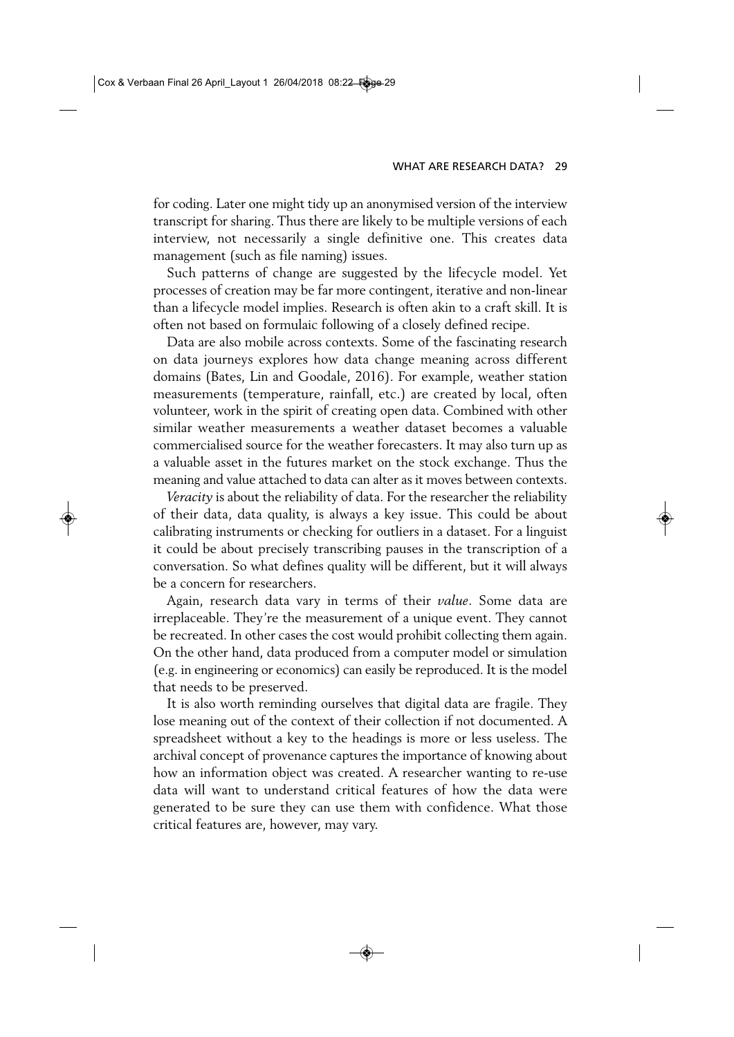for coding. Later one might tidy up an anonymised version of the interview transcript for sharing. Thus there are likely to be multiple versions of each interview, not necessarily a single definitive one. This creates data management (such as file naming) issues.

Such patterns of change are suggested by the lifecycle model. Yet processes of creation may be far more contingent, iterative and non-linear than a lifecycle model implies. Research is often akin to a craft skill. It is often not based on formulaic following of a closely defined recipe.

Data are also mobile across contexts. Some of the fascinating research on data journeys explores how data change meaning across different domains (Bates, Lin and Goodale, 2016). For example, weather station measurements (temperature, rainfall, etc.) are created by local, often volunteer, work in the spirit of creating open data. Combined with other similar weather measurements a weather dataset becomes a valuable commercialised source for the weather forecasters. It may also turn up as a valuable asset in the futures market on the stock exchange. Thus the meaning and value attached to data can alter as it moves between contexts.

*Veracity* is about the reliability of data. For the researcher the reliability of their data, data quality, is always a key issue. This could be about calibrating instruments or checking for outliers in a dataset. For a linguist it could be about precisely transcribing pauses in the transcription of a conversation. So what defines quality will be different, but it will always be a concern for researchers.

Again, research data vary in terms of their *value*. Some data are irreplaceable. They're the measurement of a unique event. They cannot be recreated. In other cases the cost would prohibit collecting them again. On the other hand, data produced from a computer model or simulation (e.g. in engineering or economics) can easily be reproduced. It is the model that needs to be preserved.

It is also worth reminding ourselves that digital data are fragile. They lose meaning out of the context of their collection if not documented. A spreadsheet without a key to the headings is more or less useless. The archival concept of provenance captures the importance of knowing about how an information object was created. A researcher wanting to re-use data will want to understand critical features of how the data were generated to be sure they can use them with confidence. What those critical features are, however, may vary.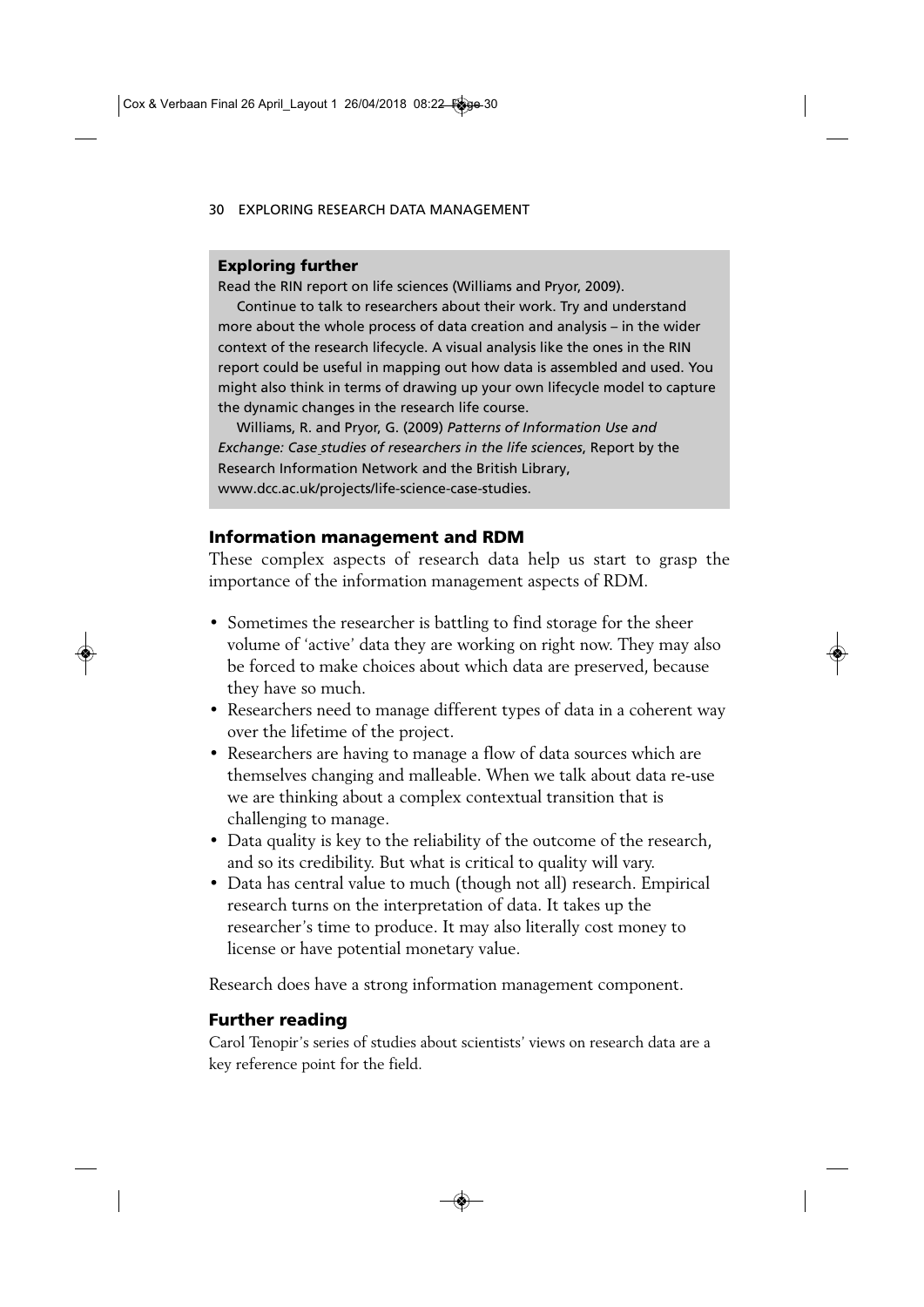### Exploring further

Read the RIN report on life sciences (Williams and Pryor, 2009).

Continue to talk to researchers about their work. Try and understand more about the whole process of data creation and analysis – in the wider context of the research lifecycle. A visual analysis like the ones in the RIN report could be useful in mapping out how data is assembled and used. You might also think in terms of drawing up your own lifecycle model to capture the dynamic changes in the research life course.

Williams, R. and Pryor, G. (2009) *Patterns of Information Use and Exchange: Case studies of researchers in the life sciences*, Report by the Research Information Network and the British Library, www.dcc.ac.uk/projects/life-science-case-studies.

## Information management and RDM

These complex aspects of research data help us start to grasp the importance of the information management aspects of RDM.

- Sometimes the researcher is battling to find storage for the sheer volume of 'active' data they are working on right now. They may also be forced to make choices about which data are preserved, because they have so much.
- Researchers need to manage different types of data in a coherent way over the lifetime of the project.
- Researchers are having to manage a flow of data sources which are themselves changing and malleable. When we talk about data re-use we are thinking about a complex contextual transition that is challenging to manage.
- Data quality is key to the reliability of the outcome of the research, and so its credibility. But what is critical to quality will vary.
- Data has central value to much (though not all) research. Empirical research turns on the interpretation of data. It takes up the researcher's time to produce. It may also literally cost money to license or have potential monetary value.

Research does have a strong information management component.

## Further reading

Carol Tenopir's series of studies about scientists' views on research data are a key reference point for the field.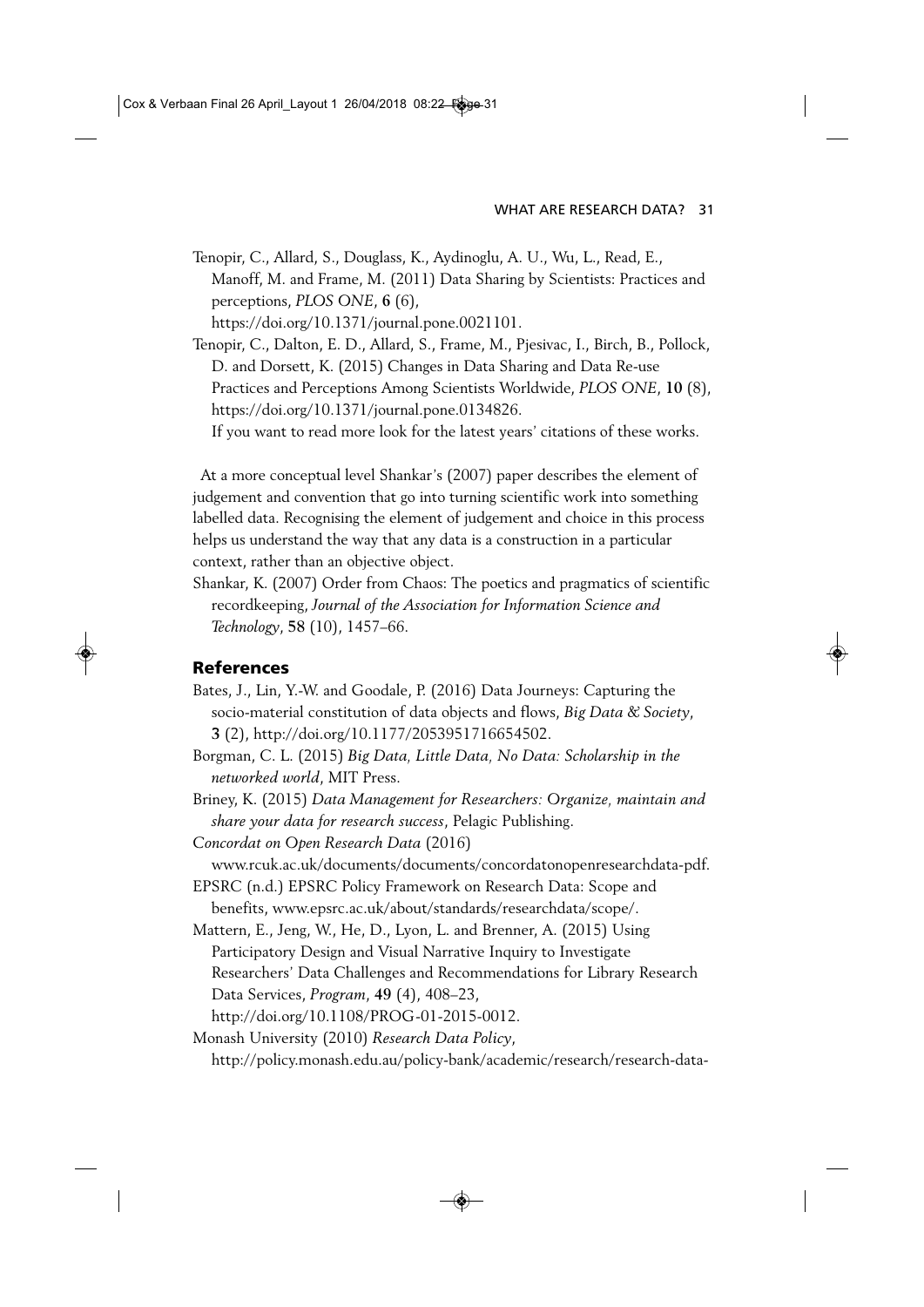Tenopir, C., Allard, S., Douglass, K., Aydinoglu, A. U., Wu, L., Read, E., Manoff, M. and Frame, M. (2011) Data Sharing by Scientists: Practices and perceptions, *PLOS ONE*, **6** (6), https://doi.org/10.1371/journal.pone.0021101.

Tenopir, C., Dalton, E. D., Allard, S., Frame, M., Pjesivac, I., Birch, B., Pollock, D. and Dorsett, K. (2015) Changes in Data Sharing and Data Re-use Practices and Perceptions Among Scientists Worldwide, *PLOS ONE*, **10** (8), https://doi.org/10.1371/journal.pone.0134826.

If you want to read more look for the latest years' citations of these works.

At a more conceptual level Shankar's (2007) paper describes the element of judgement and convention that go into turning scientific work into something labelled data. Recognising the element of judgement and choice in this process helps us understand the way that any data is a construction in a particular context, rather than an objective object.

Shankar, K. (2007) Order from Chaos: The poetics and pragmatics of scientific recordkeeping, *Journal of the Association for Information Science and Technology*, **58** (10), 1457–66.

## References

Bates, J., Lin, Y.-W. and Goodale, P. (2016) Data Journeys: Capturing the socio-material constitution of data objects and flows, *Big Data & Society*, **3** (2), http://doi.org/10.1177/2053951716654502.

Borgman, C. L. (2015) *Big Data, Little Data, No Data: Scholarship in the networked world*, MIT Press.

Briney, K. (2015) *Data Management for Researchers: Organize, maintain and share your data for research success*, Pelagic Publishing.

*Concordat on Open Research Data* (2016) www.rcuk.ac.uk/documents/documents/concordatonopenresearchdata-pdf.

EPSRC (n.d.) EPSRC Policy Framework on Research Data: Scope and benefits, www.epsrc.ac.uk/about/standards/researchdata/scope/.

Mattern, E., Jeng, W., He, D., Lyon, L. and Brenner, A. (2015) Using Participatory Design and Visual Narrative Inquiry to Investigate Researchers' Data Challenges and Recommendations for Library Research Data Services, *Program*, **49** (4), 408–23, http://doi.org/10.1108/PROG-01-2015-0012.

Monash University (2010) *Research Data Policy*, http://policy.monash.edu.au/policy-bank/academic/research/research-data-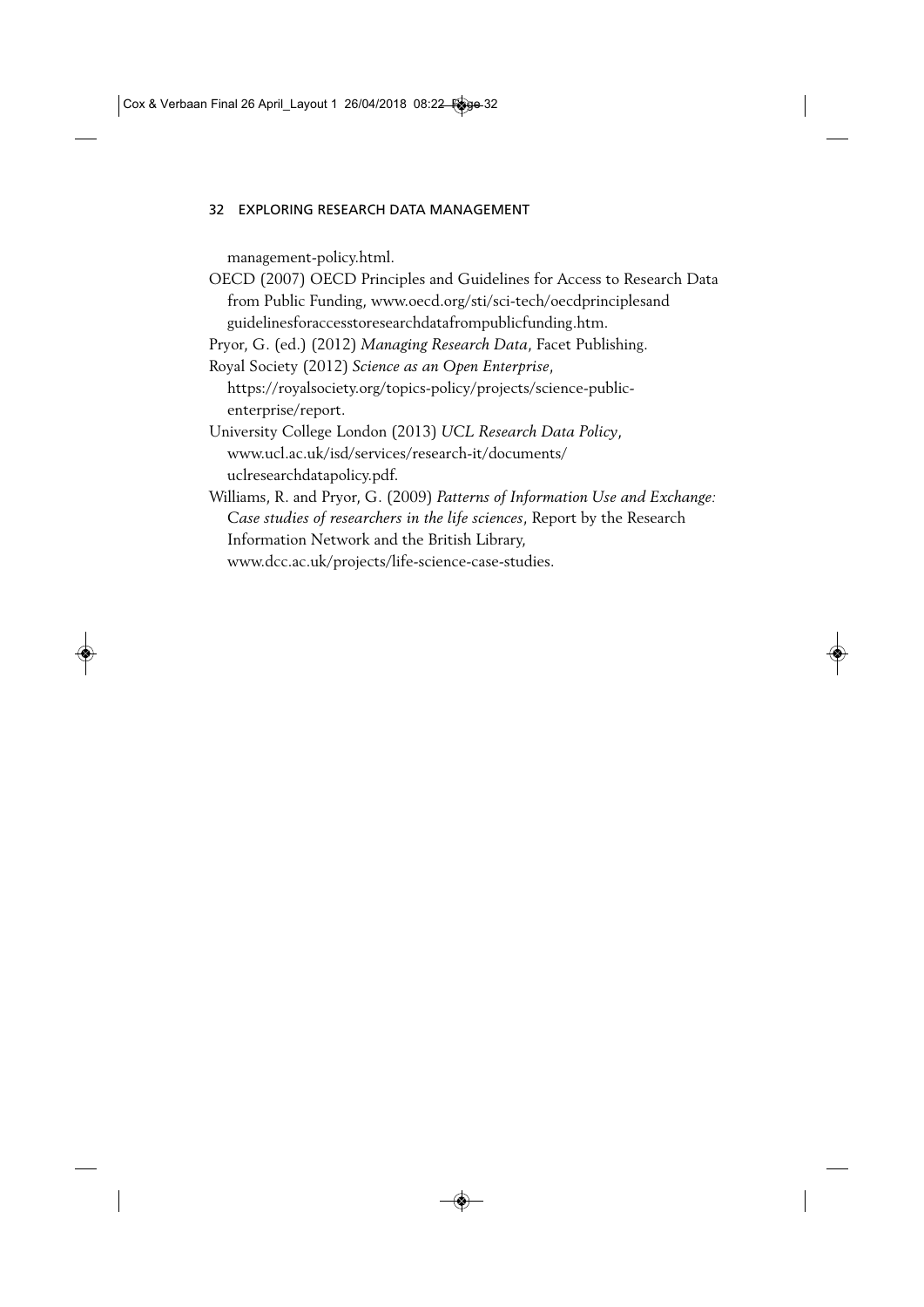management-policy.html.

OECD (2007) OECD Principles and Guidelines for Access to Research Data from Public Funding, www.oecd.org/sti/sci-tech/oecdprinciplesand guidelinesforaccesstoresearchdatafrompublicfunding.htm.

Pryor, G. (ed.) (2012) *Managing Research Data*, Facet Publishing.

Royal Society (2012) *Science as an Open Enterprise*, https://royalsociety.org/topics-policy/projects/science-public-enterprise/report.

University College London (2013) *UCL Research Data Policy*, www.ucl.ac.uk/isd/services/research-it/documents/uclresearchdatapolicy.pdf.

Williams, R. and Pryor, G. (2009) *Patterns of Information Use and Exchange: Case studies of researchers in the life sciences*, Report by the Research Information Network and the British Library, www.dcc.ac.uk/projects/life-science-case-studies.